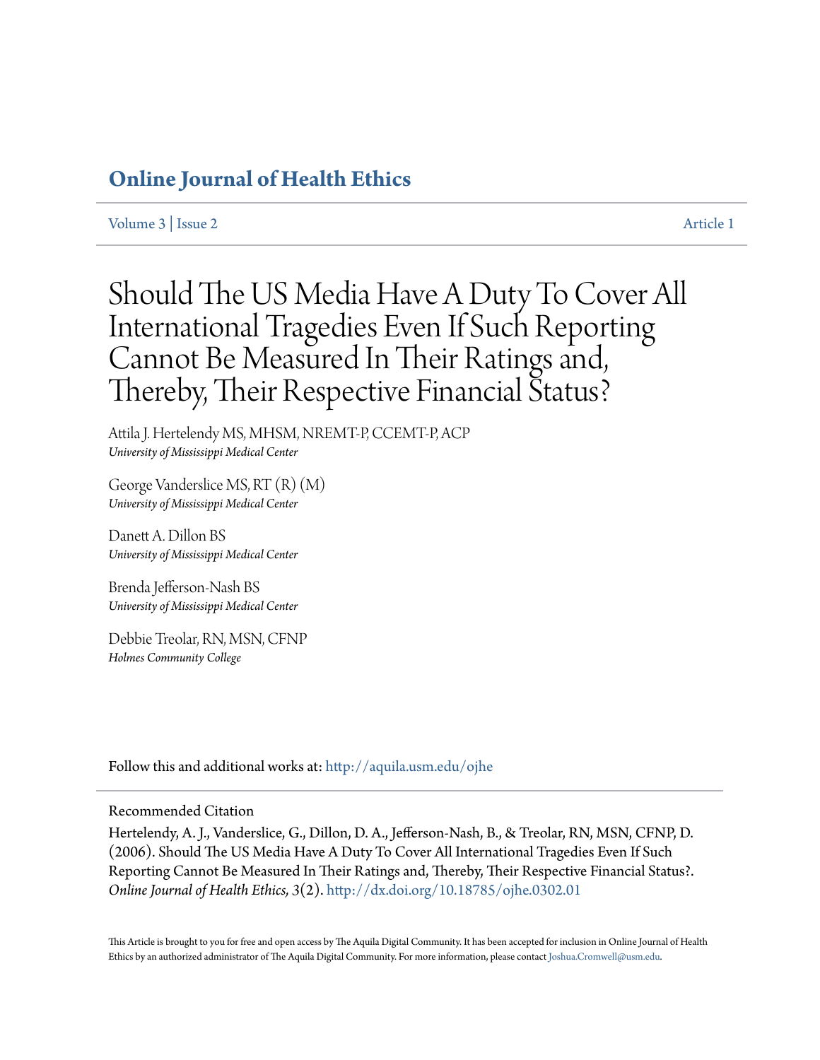## Online Journal of Health Ethics

Volume 3 | Issue 2 Article 1

# Should The US Media Have A Duty To Cover All International Tragedies Even If Such Reporting Cannot Be Measured In Their Ratings and, Thereby, Their Respective Financial Status?

Attila J. Hertelendy MS, MHSM, NREMT-P, CCEMT-P, ACP
*University of Mississippi Medical Center*

George Vanderslice MS, RT (R) (M)
*University of Mississippi Medical Center*

Danett A. Dillon BS
*University of Mississippi Medical Center*

Brenda Jefferson-Nash BS
*University of Mississippi Medical Center*

Debbie Treolar, RN, MSN, CFNP
*Holmes Community College*

Follow this and additional works at: http://aquila.usm.edu/ojhe

Recommended Citation

Hertelendy, A. J., Vanderslice, G., Dillon, D. A., Jefferson-Nash, B., & Treolar, RN, MSN, CFNP, D. (2006). Should The US Media Have A Duty To Cover All International Tragedies Even If Such Reporting Cannot Be Measured In Their Ratings and, Thereby, Their Respective Financial Status?. *Online Journal of Health Ethics, 3*(2). http://dx.doi.org/10.18785/ojhe.0302.01

This Article is brought to you for free and open access by The Aquila Digital Community. It has been accepted for inclusion in Online Journal of Health Ethics by an authorized administrator of The Aquila Digital Community. For more information, please contact Joshua.Cromwell@usm.edu.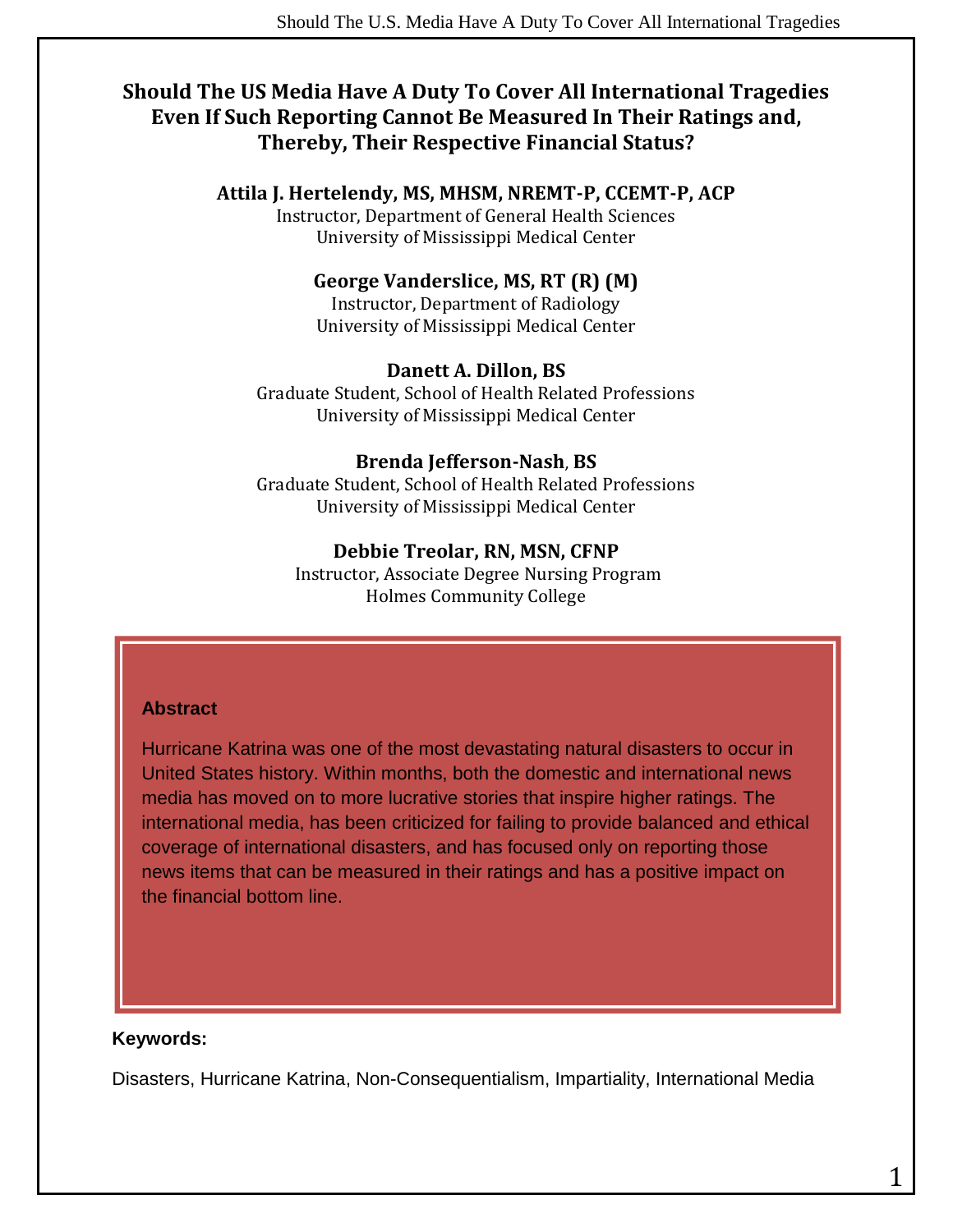# Should The US Media Have A Duty To Cover All International Tragedies Even If Such Reporting Cannot Be Measured In Their Ratings and, Thereby, Their Respective Financial Status?

**Attila J. Hertelendy, MS, MHSM, NREMT-P, CCEMT-P, ACP**
Instructor, Department of General Health Sciences
University of Mississippi Medical Center

**George Vanderslice, MS, RT (R) (M)**
Instructor, Department of Radiology
University of Mississippi Medical Center

**Danett A. Dillon, BS**
Graduate Student, School of Health Related Professions
University of Mississippi Medical Center

**Brenda Jefferson-Nash, BS**
Graduate Student, School of Health Related Professions
University of Mississippi Medical Center

**Debbie Treolar, RN, MSN, CFNP**
Instructor, Associate Degree Nursing Program
Holmes Community College

## Abstract

Hurricane Katrina was one of the most devastating natural disasters to occur in United States history. Within months, both the domestic and international news media has moved on to more lucrative stories that inspire higher ratings. The international media, has been criticized for failing to provide balanced and ethical coverage of international disasters, and has focused only on reporting those news items that can be measured in their ratings and has a positive impact on the financial bottom line.

**Keywords:**

Disasters, Hurricane Katrina, Non-Consequentialism, Impartiality, International Media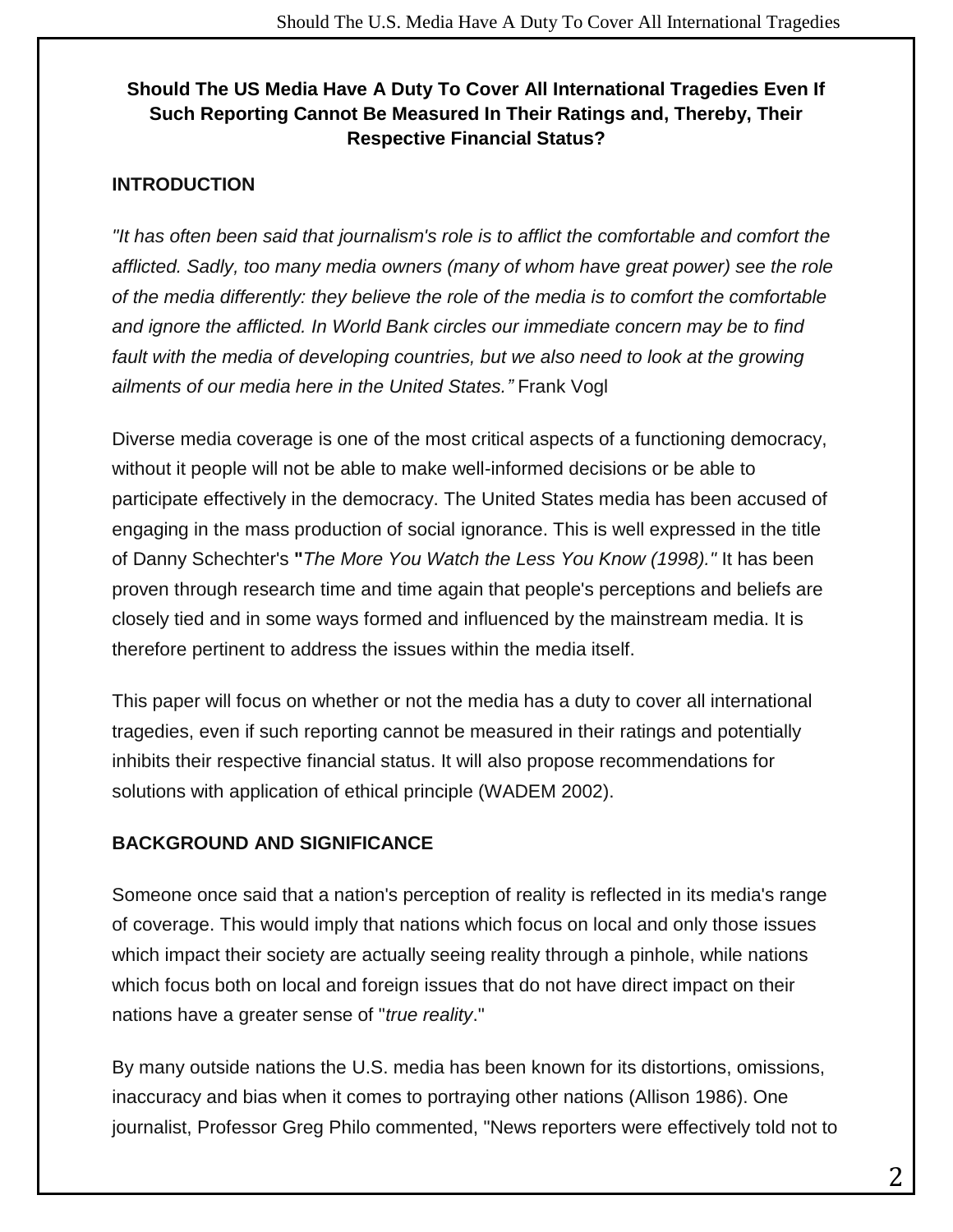**Should The US Media Have A Duty To Cover All International Tragedies Even If Such Reporting Cannot Be Measured In Their Ratings and, Thereby, Their Respective Financial Status?**

## INTRODUCTION

*"It has often been said that journalism's role is to afflict the comfortable and comfort the afflicted. Sadly, too many media owners (many of whom have great power) see the role of the media differently: they believe the role of the media is to comfort the comfortable and ignore the afflicted. In World Bank circles our immediate concern may be to find fault with the media of developing countries, but we also need to look at the growing ailments of our media here in the United States."* Frank Vogl

Diverse media coverage is one of the most critical aspects of a functioning democracy, without it people will not be able to make well-informed decisions or be able to participate effectively in the democracy. The United States media has been accused of engaging in the mass production of social ignorance. This is well expressed in the title of Danny Schechter's **"***The More You Watch the Less You Know (1998)."* It has been proven through research time and time again that people's perceptions and beliefs are closely tied and in some ways formed and influenced by the mainstream media. It is therefore pertinent to address the issues within the media itself.

This paper will focus on whether or not the media has a duty to cover all international tragedies, even if such reporting cannot be measured in their ratings and potentially inhibits their respective financial status. It will also propose recommendations for solutions with application of ethical principle (WADEM 2002).

## BACKGROUND AND SIGNIFICANCE

Someone once said that a nation's perception of reality is reflected in its media's range of coverage. This would imply that nations which focus on local and only those issues which impact their society are actually seeing reality through a pinhole, while nations which focus both on local and foreign issues that do not have direct impact on their nations have a greater sense of "*true reality*."

By many outside nations the U.S. media has been known for its distortions, omissions, inaccuracy and bias when it comes to portraying other nations (Allison 1986). One journalist, Professor Greg Philo commented, "News reporters were effectively told not to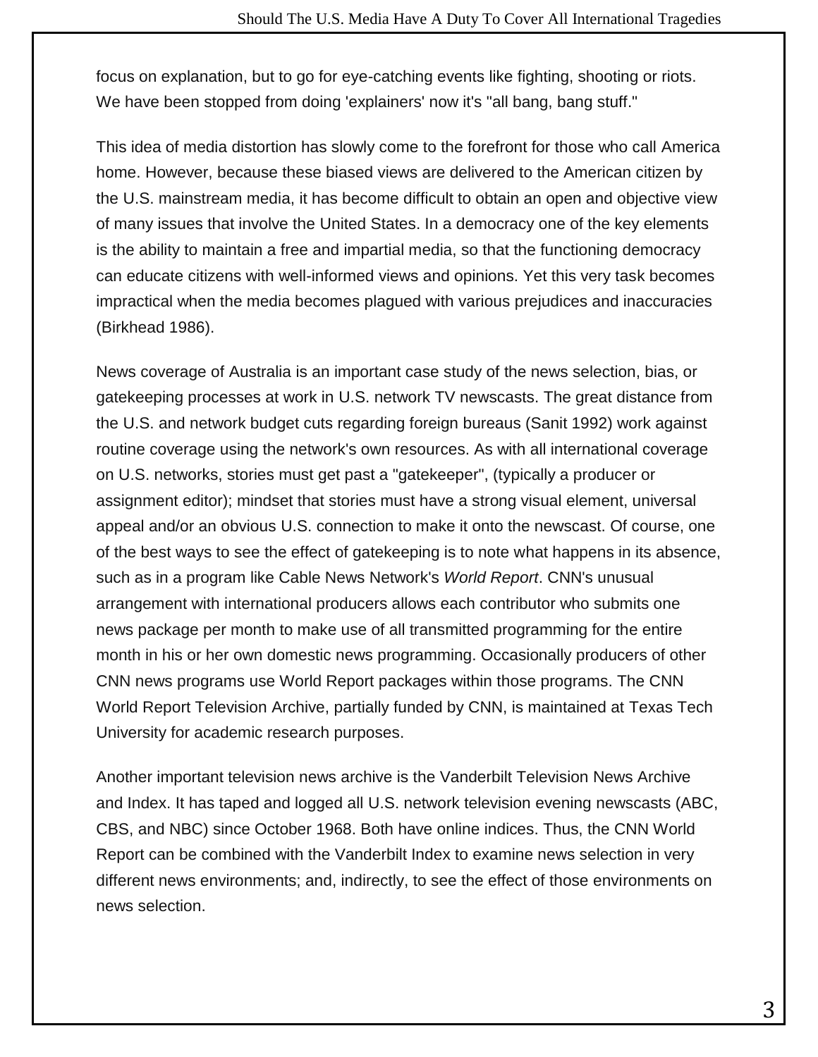focus on explanation, but to go for eye-catching events like fighting, shooting or riots. We have been stopped from doing 'explainers' now it's "all bang, bang stuff."

This idea of media distortion has slowly come to the forefront for those who call America home. However, because these biased views are delivered to the American citizen by the U.S. mainstream media, it has become difficult to obtain an open and objective view of many issues that involve the United States. In a democracy one of the key elements is the ability to maintain a free and impartial media, so that the functioning democracy can educate citizens with well-informed views and opinions. Yet this very task becomes impractical when the media becomes plagued with various prejudices and inaccuracies (Birkhead 1986).

News coverage of Australia is an important case study of the news selection, bias, or gatekeeping processes at work in U.S. network TV newscasts. The great distance from the U.S. and network budget cuts regarding foreign bureaus (Sanit 1992) work against routine coverage using the network's own resources. As with all international coverage on U.S. networks, stories must get past a "gatekeeper", (typically a producer or assignment editor); mindset that stories must have a strong visual element, universal appeal and/or an obvious U.S. connection to make it onto the newscast. Of course, one of the best ways to see the effect of gatekeeping is to note what happens in its absence, such as in a program like Cable News Network's *World Report*. CNN's unusual arrangement with international producers allows each contributor who submits one news package per month to make use of all transmitted programming for the entire month in his or her own domestic news programming. Occasionally producers of other CNN news programs use World Report packages within those programs. The CNN World Report Television Archive, partially funded by CNN, is maintained at Texas Tech University for academic research purposes.

Another important television news archive is the Vanderbilt Television News Archive and Index. It has taped and logged all U.S. network television evening newscasts (ABC, CBS, and NBC) since October 1968. Both have online indices. Thus, the CNN World Report can be combined with the Vanderbilt Index to examine news selection in very different news environments; and, indirectly, to see the effect of those environments on news selection.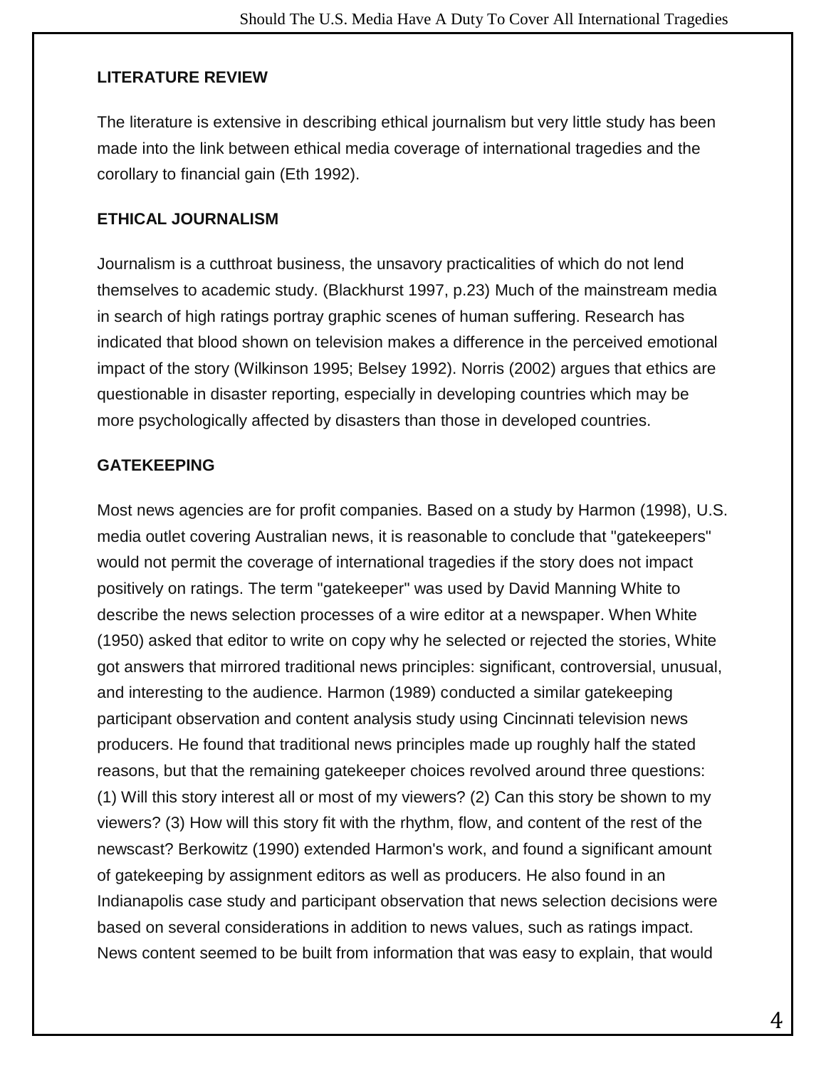## LITERATURE REVIEW

The literature is extensive in describing ethical journalism but very little study has been made into the link between ethical media coverage of international tragedies and the corollary to financial gain (Eth 1992).

## ETHICAL JOURNALISM

Journalism is a cutthroat business, the unsavory practicalities of which do not lend themselves to academic study. (Blackhurst 1997, p.23) Much of the mainstream media in search of high ratings portray graphic scenes of human suffering. Research has indicated that blood shown on television makes a difference in the perceived emotional impact of the story (Wilkinson 1995; Belsey 1992). Norris (2002) argues that ethics are questionable in disaster reporting, especially in developing countries which may be more psychologically affected by disasters than those in developed countries.

## GATEKEEPING

Most news agencies are for profit companies. Based on a study by Harmon (1998), U.S. media outlet covering Australian news, it is reasonable to conclude that "gatekeepers" would not permit the coverage of international tragedies if the story does not impact positively on ratings. The term "gatekeeper" was used by David Manning White to describe the news selection processes of a wire editor at a newspaper. When White (1950) asked that editor to write on copy why he selected or rejected the stories, White got answers that mirrored traditional news principles: significant, controversial, unusual, and interesting to the audience. Harmon (1989) conducted a similar gatekeeping participant observation and content analysis study using Cincinnati television news producers. He found that traditional news principles made up roughly half the stated reasons, but that the remaining gatekeeper choices revolved around three questions: (1) Will this story interest all or most of my viewers? (2) Can this story be shown to my viewers? (3) How will this story fit with the rhythm, flow, and content of the rest of the newscast? Berkowitz (1990) extended Harmon's work, and found a significant amount of gatekeeping by assignment editors as well as producers. He also found in an Indianapolis case study and participant observation that news selection decisions were based on several considerations in addition to news values, such as ratings impact. News content seemed to be built from information that was easy to explain, that would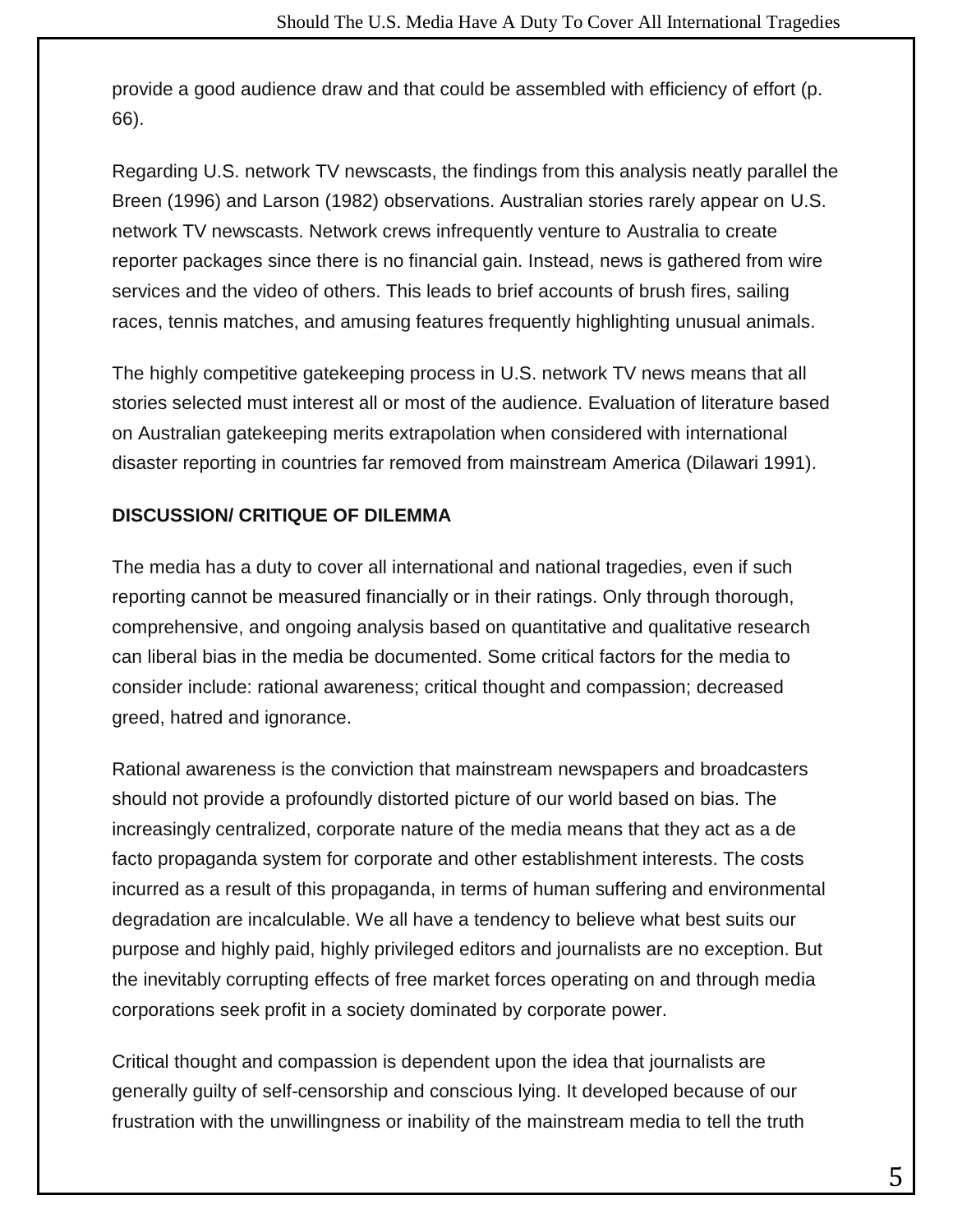provide a good audience draw and that could be assembled with efficiency of effort (p. 66).

Regarding U.S. network TV newscasts, the findings from this analysis neatly parallel the Breen (1996) and Larson (1982) observations. Australian stories rarely appear on U.S. network TV newscasts. Network crews infrequently venture to Australia to create reporter packages since there is no financial gain. Instead, news is gathered from wire services and the video of others. This leads to brief accounts of brush fires, sailing races, tennis matches, and amusing features frequently highlighting unusual animals.

The highly competitive gatekeeping process in U.S. network TV news means that all stories selected must interest all or most of the audience. Evaluation of literature based on Australian gatekeeping merits extrapolation when considered with international disaster reporting in countries far removed from mainstream America (Dilawari 1991).

**DISCUSSION/ CRITIQUE OF DILEMMA**

The media has a duty to cover all international and national tragedies, even if such reporting cannot be measured financially or in their ratings. Only through thorough, comprehensive, and ongoing analysis based on quantitative and qualitative research can liberal bias in the media be documented. Some critical factors for the media to consider include: rational awareness; critical thought and compassion; decreased greed, hatred and ignorance.

Rational awareness is the conviction that mainstream newspapers and broadcasters should not provide a profoundly distorted picture of our world based on bias. The increasingly centralized, corporate nature of the media means that they act as a de facto propaganda system for corporate and other establishment interests. The costs incurred as a result of this propaganda, in terms of human suffering and environmental degradation are incalculable. We all have a tendency to believe what best suits our purpose and highly paid, highly privileged editors and journalists are no exception. But the inevitably corrupting effects of free market forces operating on and through media corporations seek profit in a society dominated by corporate power.

Critical thought and compassion is dependent upon the idea that journalists are generally guilty of self-censorship and conscious lying. It developed because of our frustration with the unwillingness or inability of the mainstream media to tell the truth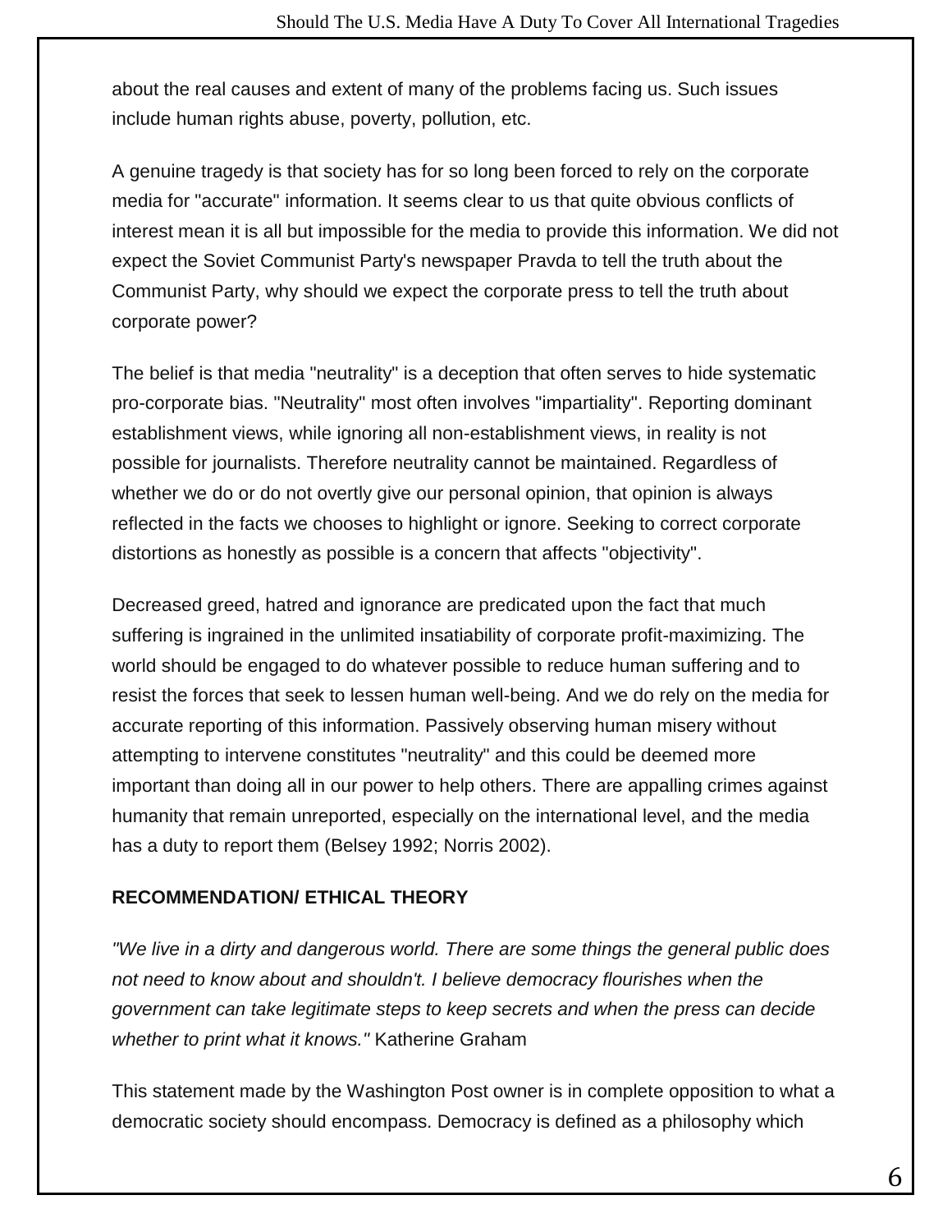about the real causes and extent of many of the problems facing us. Such issues include human rights abuse, poverty, pollution, etc.

A genuine tragedy is that society has for so long been forced to rely on the corporate media for "accurate" information. It seems clear to us that quite obvious conflicts of interest mean it is all but impossible for the media to provide this information. We did not expect the Soviet Communist Party's newspaper Pravda to tell the truth about the Communist Party, why should we expect the corporate press to tell the truth about corporate power?

The belief is that media "neutrality" is a deception that often serves to hide systematic pro-corporate bias. "Neutrality" most often involves "impartiality". Reporting dominant establishment views, while ignoring all non-establishment views, in reality is not possible for journalists. Therefore neutrality cannot be maintained. Regardless of whether we do or do not overtly give our personal opinion, that opinion is always reflected in the facts we chooses to highlight or ignore. Seeking to correct corporate distortions as honestly as possible is a concern that affects "objectivity".

Decreased greed, hatred and ignorance are predicated upon the fact that much suffering is ingrained in the unlimited insatiability of corporate profit-maximizing. The world should be engaged to do whatever possible to reduce human suffering and to resist the forces that seek to lessen human well-being. And we do rely on the media for accurate reporting of this information. Passively observing human misery without attempting to intervene constitutes "neutrality" and this could be deemed more important than doing all in our power to help others. There are appalling crimes against humanity that remain unreported, especially on the international level, and the media has a duty to report them (Belsey 1992; Norris 2002).

**RECOMMENDATION/ ETHICAL THEORY**

*"We live in a dirty and dangerous world. There are some things the general public does not need to know about and shouldn't. I believe democracy flourishes when the government can take legitimate steps to keep secrets and when the press can decide whether to print what it knows."* Katherine Graham

This statement made by the Washington Post owner is in complete opposition to what a democratic society should encompass. Democracy is defined as a philosophy which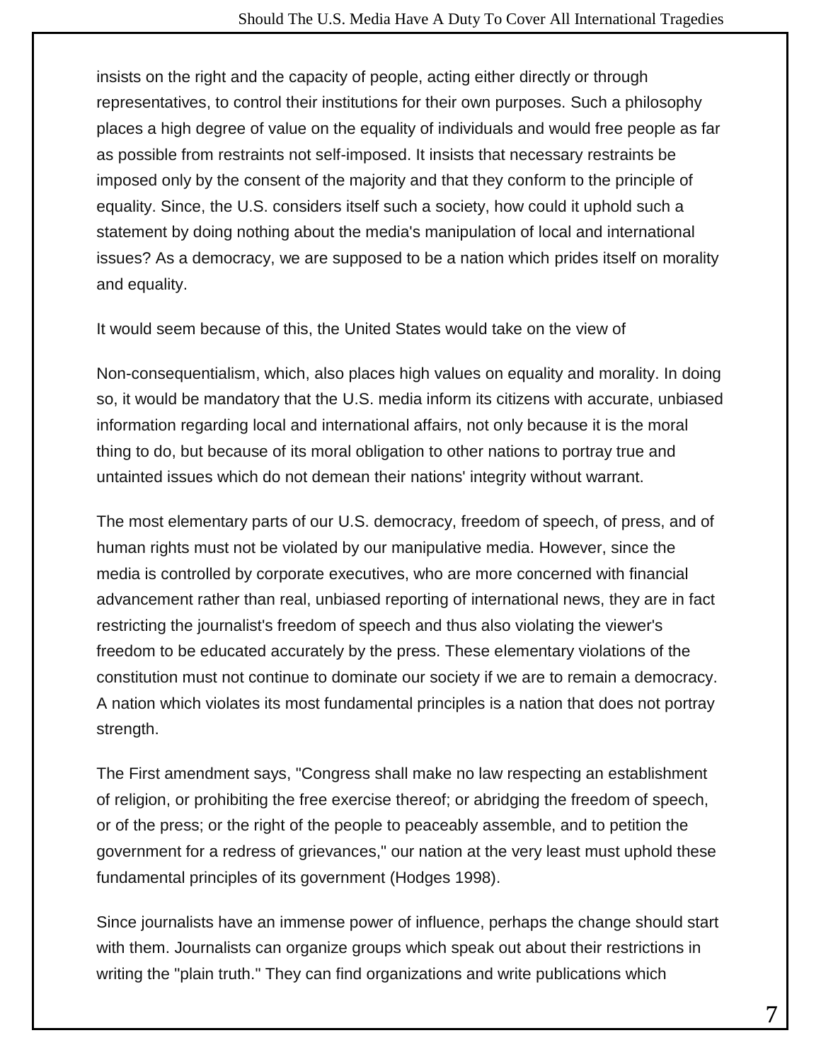insists on the right and the capacity of people, acting either directly or through representatives, to control their institutions for their own purposes. Such a philosophy places a high degree of value on the equality of individuals and would free people as far as possible from restraints not self-imposed. It insists that necessary restraints be imposed only by the consent of the majority and that they conform to the principle of equality. Since, the U.S. considers itself such a society, how could it uphold such a statement by doing nothing about the media's manipulation of local and international issues? As a democracy, we are supposed to be a nation which prides itself on morality and equality.

It would seem because of this, the United States would take on the view of

Non-consequentialism, which, also places high values on equality and morality. In doing so, it would be mandatory that the U.S. media inform its citizens with accurate, unbiased information regarding local and international affairs, not only because it is the moral thing to do, but because of its moral obligation to other nations to portray true and untainted issues which do not demean their nations' integrity without warrant.

The most elementary parts of our U.S. democracy, freedom of speech, of press, and of human rights must not be violated by our manipulative media. However, since the media is controlled by corporate executives, who are more concerned with financial advancement rather than real, unbiased reporting of international news, they are in fact restricting the journalist's freedom of speech and thus also violating the viewer's freedom to be educated accurately by the press. These elementary violations of the constitution must not continue to dominate our society if we are to remain a democracy. A nation which violates its most fundamental principles is a nation that does not portray strength.

The First amendment says, "Congress shall make no law respecting an establishment of religion, or prohibiting the free exercise thereof; or abridging the freedom of speech, or of the press; or the right of the people to peaceably assemble, and to petition the government for a redress of grievances," our nation at the very least must uphold these fundamental principles of its government (Hodges 1998).

Since journalists have an immense power of influence, perhaps the change should start with them. Journalists can organize groups which speak out about their restrictions in writing the "plain truth." They can find organizations and write publications which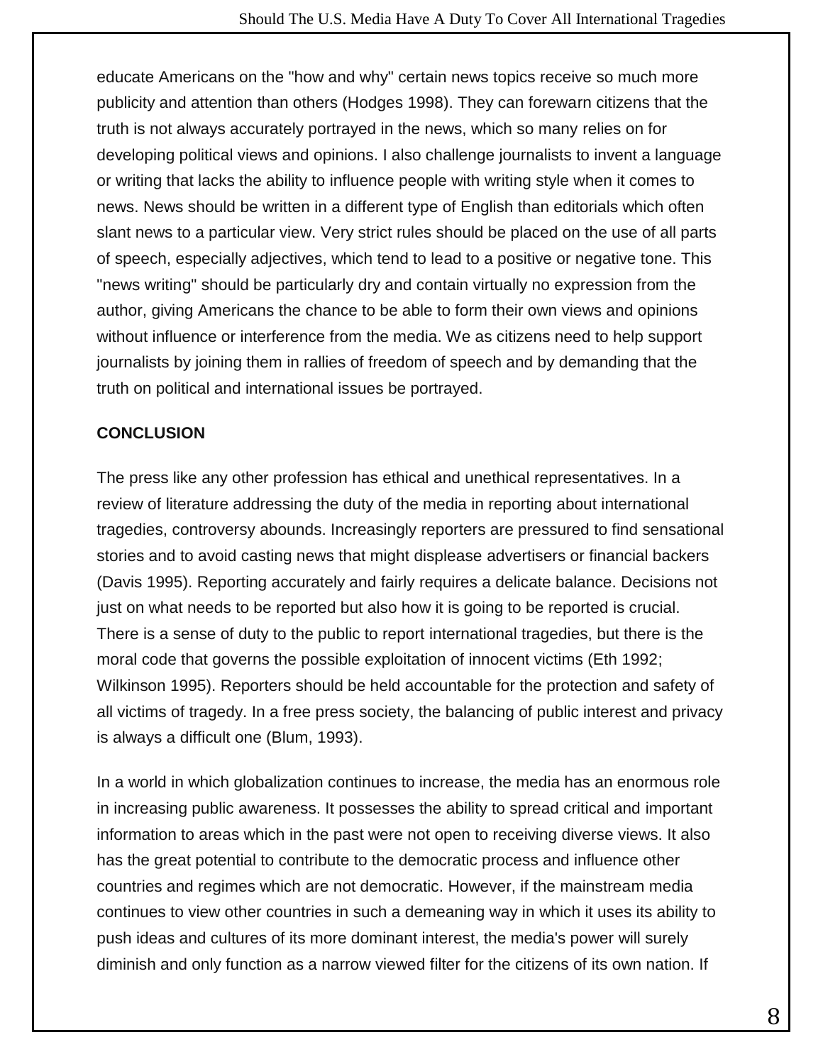educate Americans on the "how and why" certain news topics receive so much more publicity and attention than others (Hodges 1998). They can forewarn citizens that the truth is not always accurately portrayed in the news, which so many relies on for developing political views and opinions. I also challenge journalists to invent a language or writing that lacks the ability to influence people with writing style when it comes to news. News should be written in a different type of English than editorials which often slant news to a particular view. Very strict rules should be placed on the use of all parts of speech, especially adjectives, which tend to lead to a positive or negative tone. This "news writing" should be particularly dry and contain virtually no expression from the author, giving Americans the chance to be able to form their own views and opinions without influence or interference from the media. We as citizens need to help support journalists by joining them in rallies of freedom of speech and by demanding that the truth on political and international issues be portrayed.

**CONCLUSION**

The press like any other profession has ethical and unethical representatives. In a review of literature addressing the duty of the media in reporting about international tragedies, controversy abounds. Increasingly reporters are pressured to find sensational stories and to avoid casting news that might displease advertisers or financial backers (Davis 1995). Reporting accurately and fairly requires a delicate balance. Decisions not just on what needs to be reported but also how it is going to be reported is crucial. There is a sense of duty to the public to report international tragedies, but there is the moral code that governs the possible exploitation of innocent victims (Eth 1992; Wilkinson 1995). Reporters should be held accountable for the protection and safety of all victims of tragedy. In a free press society, the balancing of public interest and privacy is always a difficult one (Blum, 1993).

In a world in which globalization continues to increase, the media has an enormous role in increasing public awareness. It possesses the ability to spread critical and important information to areas which in the past were not open to receiving diverse views. It also has the great potential to contribute to the democratic process and influence other countries and regimes which are not democratic. However, if the mainstream media continues to view other countries in such a demeaning way in which it uses its ability to push ideas and cultures of its more dominant interest, the media's power will surely diminish and only function as a narrow viewed filter for the citizens of its own nation. If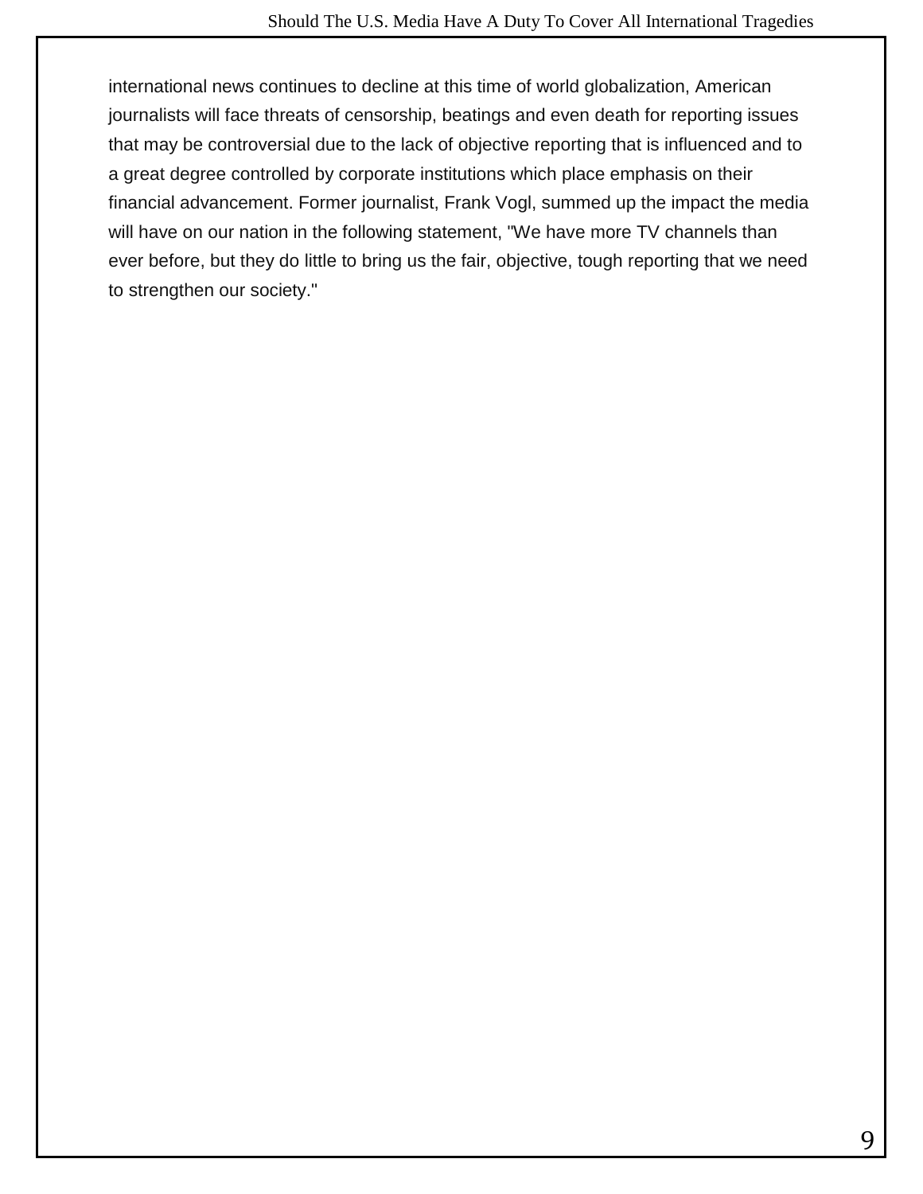international news continues to decline at this time of world globalization, American journalists will face threats of censorship, beatings and even death for reporting issues that may be controversial due to the lack of objective reporting that is influenced and to a great degree controlled by corporate institutions which place emphasis on their financial advancement. Former journalist, Frank Vogl, summed up the impact the media will have on our nation in the following statement, "We have more TV channels than ever before, but they do little to bring us the fair, objective, tough reporting that we need to strengthen our society."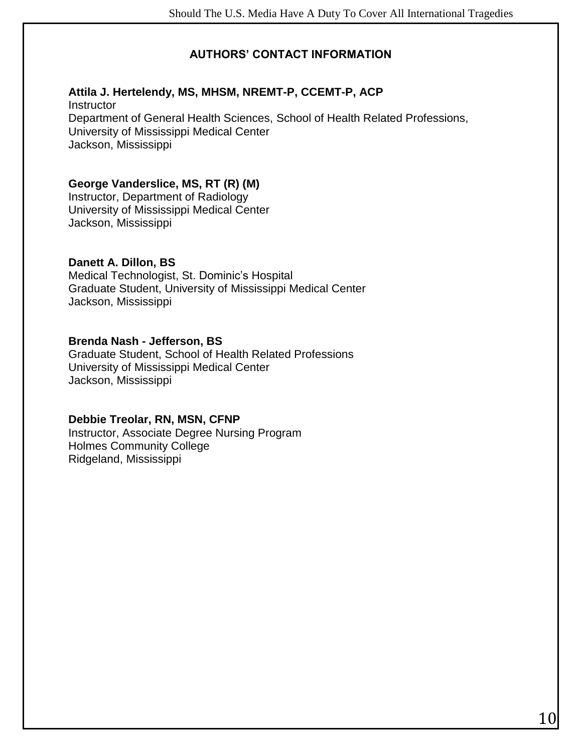## AUTHORS' CONTACT INFORMATION

**Attila J. Hertelendy, MS, MHSM, NREMT-P, CCEMT-P, ACP**
Instructor
Department of General Health Sciences, School of Health Related Professions,
University of Mississippi Medical Center
Jackson, Mississippi

**George Vanderslice, MS, RT (R) (M)**
Instructor, Department of Radiology
University of Mississippi Medical Center
Jackson, Mississippi

**Danett A. Dillon, BS**
Medical Technologist, St. Dominic's Hospital
Graduate Student, University of Mississippi Medical Center
Jackson, Mississippi

**Brenda Nash - Jefferson, BS**
Graduate Student, School of Health Related Professions
University of Mississippi Medical Center
Jackson, Mississippi

**Debbie Treolar, RN, MSN, CFNP**
Instructor, Associate Degree Nursing Program
Holmes Community College
Ridgeland, Mississippi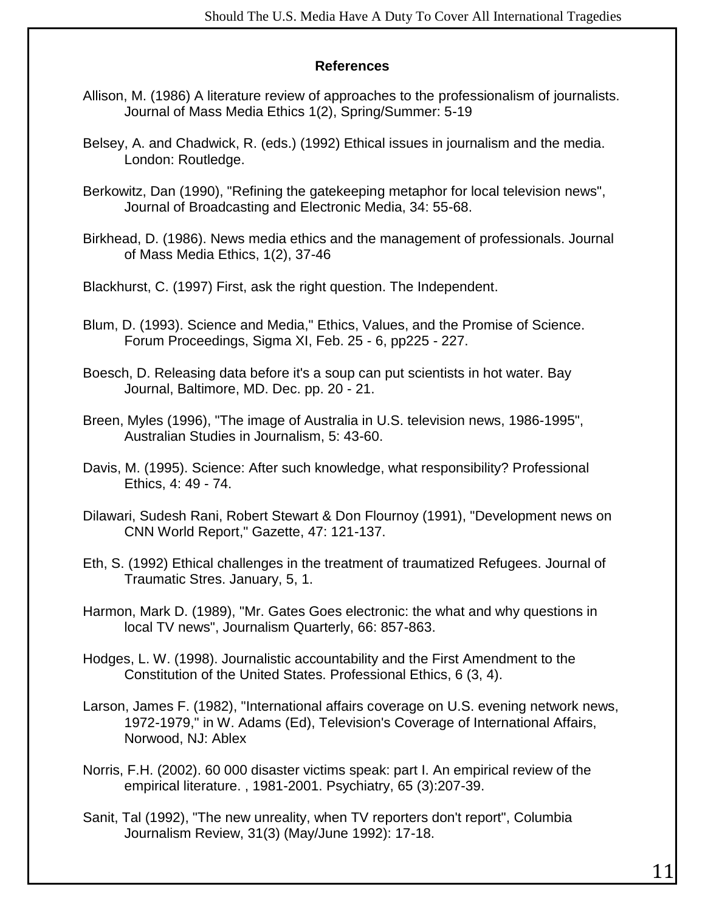**References**

Allison, M. (1986) A literature review of approaches to the professionalism of journalists. Journal of Mass Media Ethics 1(2), Spring/Summer: 5-19

Belsey, A. and Chadwick, R. (eds.) (1992) Ethical issues in journalism and the media. London: Routledge.

Berkowitz, Dan (1990), "Refining the gatekeeping metaphor for local television news", Journal of Broadcasting and Electronic Media, 34: 55-68.

Birkhead, D. (1986). News media ethics and the management of professionals. Journal of Mass Media Ethics, 1(2), 37-46

Blackhurst, C. (1997) First, ask the right question. The Independent.

Blum, D. (1993). Science and Media," Ethics, Values, and the Promise of Science. Forum Proceedings, Sigma XI, Feb. 25 - 6, pp225 - 227.

Boesch, D. Releasing data before it's a soup can put scientists in hot water. Bay Journal, Baltimore, MD. Dec. pp. 20 - 21.

Breen, Myles (1996), "The image of Australia in U.S. television news, 1986-1995", Australian Studies in Journalism, 5: 43-60.

Davis, M. (1995). Science: After such knowledge, what responsibility? Professional Ethics, 4: 49 - 74.

Dilawari, Sudesh Rani, Robert Stewart & Don Flournoy (1991), "Development news on CNN World Report," Gazette, 47: 121-137.

Eth, S. (1992) Ethical challenges in the treatment of traumatized Refugees. Journal of Traumatic Stres. January, 5, 1.

Harmon, Mark D. (1989), "Mr. Gates Goes electronic: the what and why questions in local TV news", Journalism Quarterly, 66: 857-863.

Hodges, L. W. (1998). Journalistic accountability and the First Amendment to the Constitution of the United States. Professional Ethics, 6 (3, 4).

Larson, James F. (1982), "International affairs coverage on U.S. evening network news, 1972-1979," in W. Adams (Ed), Television's Coverage of International Affairs, Norwood, NJ: Ablex

Norris, F.H. (2002). 60 000 disaster victims speak: part I. An empirical review of the empirical literature. , 1981-2001. Psychiatry, 65 (3):207-39.

Sanit, Tal (1992), "The new unreality, when TV reporters don't report", Columbia Journalism Review, 31(3) (May/June 1992): 17-18.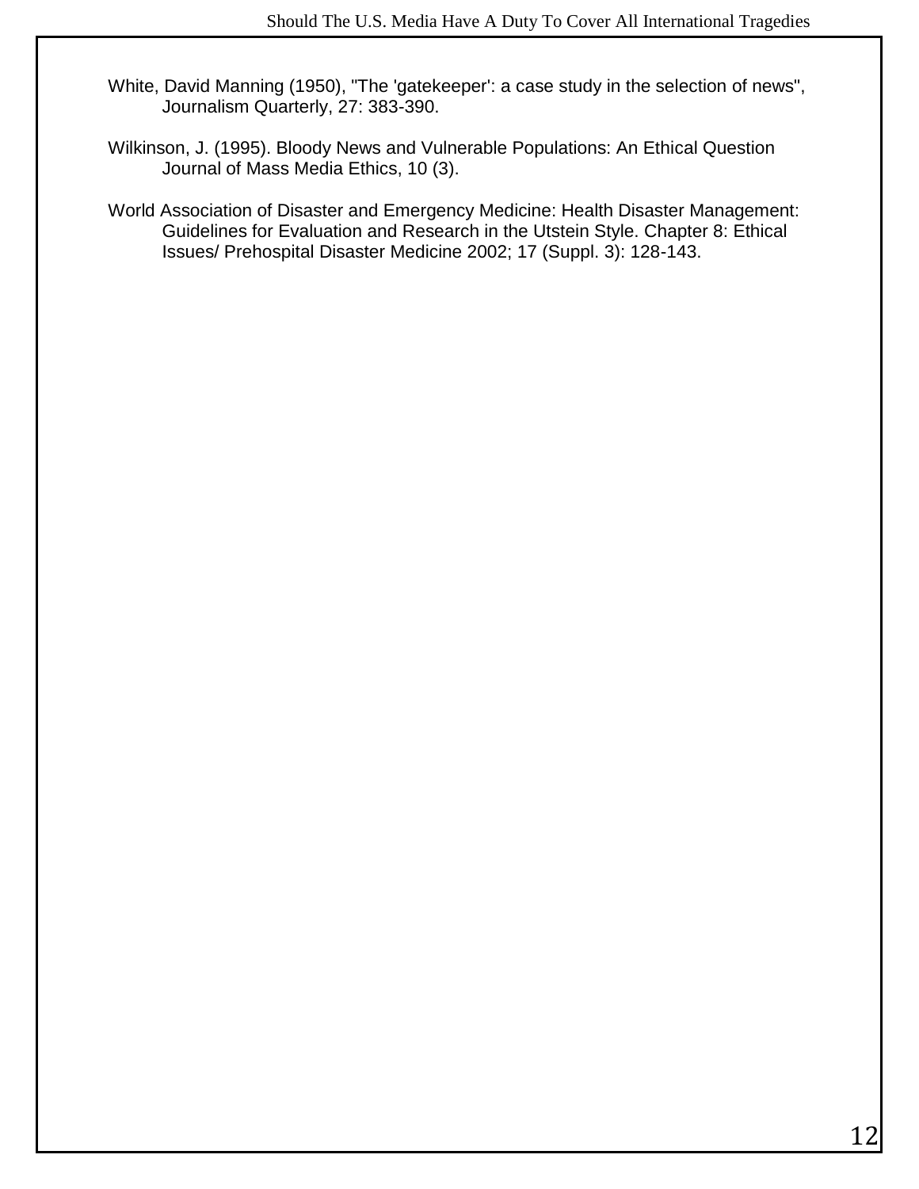White, David Manning (1950), "The 'gatekeeper': a case study in the selection of news", Journalism Quarterly, 27: 383-390.

Wilkinson, J. (1995). Bloody News and Vulnerable Populations: An Ethical Question Journal of Mass Media Ethics, 10 (3).

World Association of Disaster and Emergency Medicine: Health Disaster Management: Guidelines for Evaluation and Research in the Utstein Style. Chapter 8: Ethical Issues/ Prehospital Disaster Medicine 2002; 17 (Suppl. 3): 128-143.